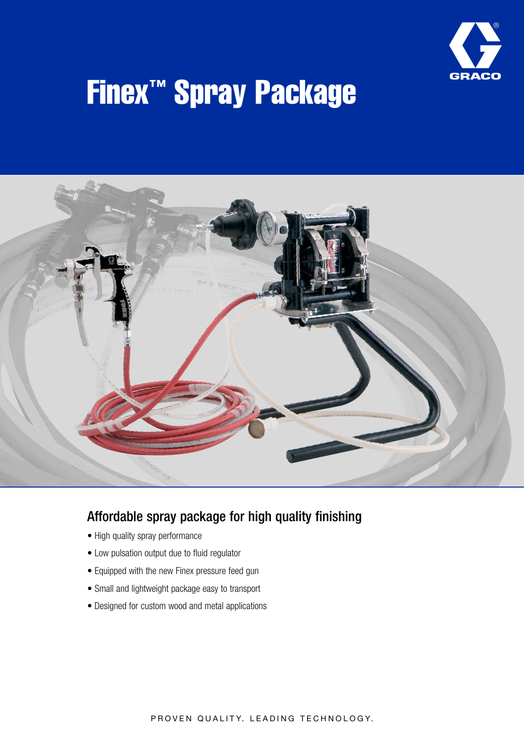# Finex™ Spray Package

## Affordable spray package for high quality finishing

- High quality spray performance
- Low pulsation output due to fluid regulator
- Equipped with the new Finex pressure feed gun
- Small and lightweight package easy to transport
- Designed for custom wood and metal applications

PROVEN QUALITY. LEADING TECHNOLOGY.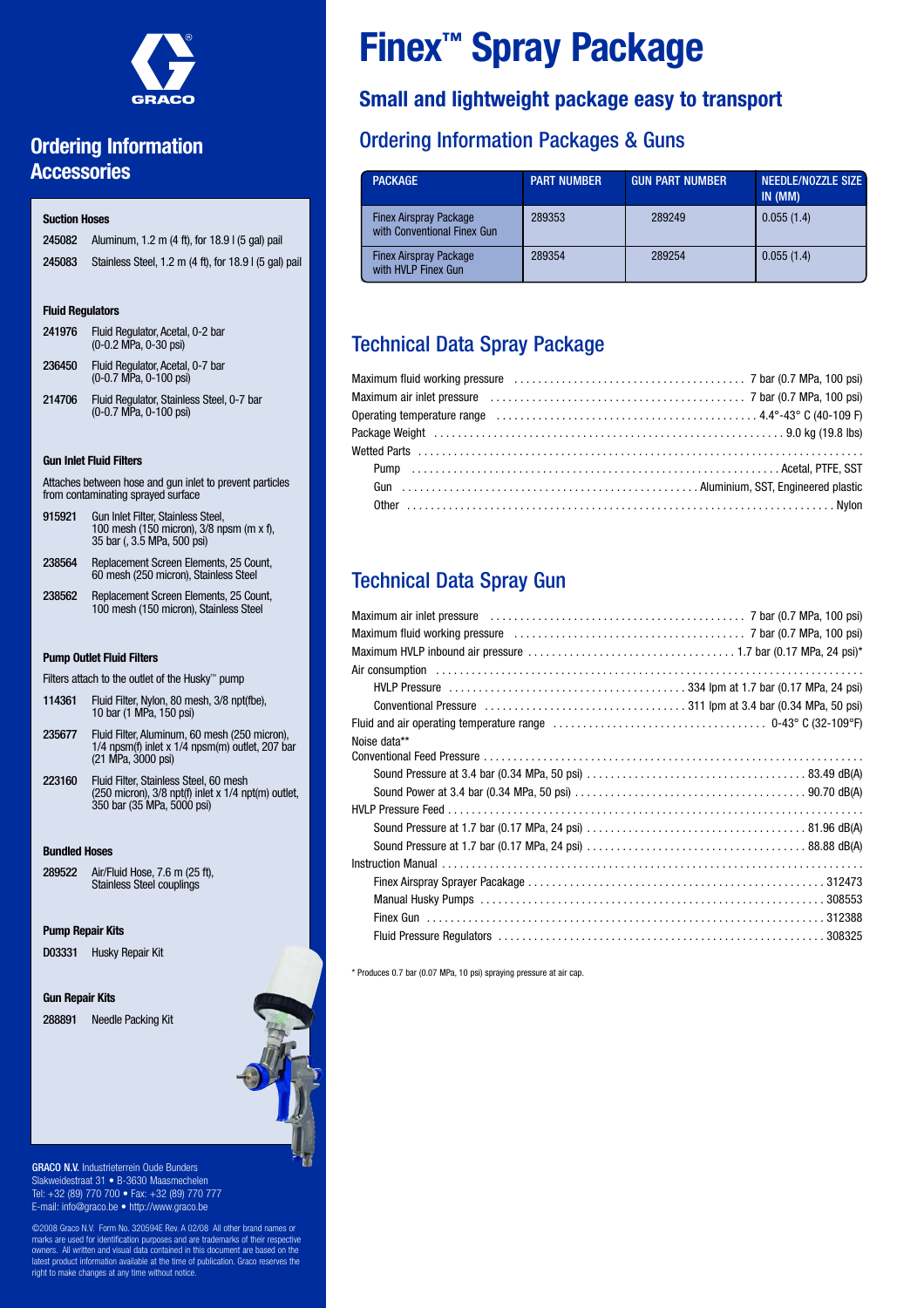# Finex™ Spray Package

## Small and lightweight package easy to transport

## Ordering Information Packages & Guns

| PACKAGE | PART NUMBER | GUN PART NUMBER | NEEDLE/NOZZLE SIZE IN (MM) |
|---|---|---|---|
| Finex Airspray Package with Conventional Finex Gun | 289353 | 289249 | 0.055 (1.4) |
| Finex Airspray Package with HVLP Finex Gun | 289354 | 289254 | 0.055 (1.4) |

## Technical Data Spray Package

| | |
|---|---|
| Maximum fluid working pressure | 7 bar (0.7 MPa, 100 psi) |
| Maximum air inlet pressure | 7 bar (0.7 MPa, 100 psi) |
| Operating temperature range | 4.4°-43° C (40-109 F) |
| Package Weight | 9.0 kg (19.8 lbs) |
| Wetted Parts | |
| Pump | Acetal, PTFE, SST |
| Gun | Aluminium, SST, Engineered plastic |
| Other | Nylon |

## Technical Data Spray Gun

| | |
|---|---|
| Maximum air inlet pressure | 7 bar (0.7 MPa, 100 psi) |
| Maximum fluid working pressure | 7 bar (0.7 MPa, 100 psi) |
| Maximum HVLP inbound air pressure | 1.7 bar (0.17 MPa, 24 psi)* |
| Air consumption | |
| HVLP Pressure | 334 lpm at 1.7 bar (0.17 MPa, 24 psi) |
| Conventional Pressure | 311 lpm at 3.4 bar (0.34 MPa, 50 psi) |
| Fluid and air operating temperature range | 0-43° C (32-109°F) |
| Noise data** | |
| Conventional Feed Pressure | |
| Sound Pressure at 3.4 bar (0.34 MPa, 50 psi) | 83.49 dB(A) |
| Sound Power at 3.4 bar (0.34 MPa, 50 psi) | 90.70 dB(A) |
| HVLP Pressure Feed | |
| Sound Pressure at 1.7 bar (0.17 MPa, 24 psi) | 81.96 dB(A) |
| Sound Pressure at 1.7 bar (0.17 MPa, 24 psi) | 88.88 dB(A) |
| Instruction Manual | |
| Finex Airspray Sprayer Pacakage | 312473 |
| Manual Husky Pumps | 308553 |
| Finex Gun | 312388 |
| Fluid Pressure Regulators | 308325 |

\* Produces 0.7 bar (0.07 MPa, 10 psi) spraying pressure at air cap.

## Ordering Information Accessories

### Suction Hoses

| | |
|---|---|
| 245082 | Aluminum, 1.2 m (4 ft), for 18.9 l (5 gal) pail |
| 245083 | Stainless Steel, 1.2 m (4 ft), for 18.9 l (5 gal) pail |

### Fluid Regulators

| | |
|---|---|
| 241976 | Fluid Regulator, Acetal, 0-2 bar (0-0.2 MPa, 0-30 psi) |
| 236450 | Fluid Regulator, Acetal, 0-7 bar (0-0.7 MPa, 0-100 psi) |
| 214706 | Fluid Regulator, Stainless Steel, 0-7 bar (0-0.7 MPa, 0-100 psi) |

### Gun Inlet Fluid Filters

Attaches between hose and gun inlet to prevent particles from contaminating sprayed surface

| | |
|---|---|
| 915921 | Gun Inlet Filter, Stainless Steel, 100 mesh (150 micron), 3/8 npsm (m x f), 35 bar (, 3.5 MPa, 500 psi) |
| 238564 | Replacement Screen Elements, 25 Count, 60 mesh (250 micron), Stainless Steel |
| 238562 | Replacement Screen Elements, 25 Count, 100 mesh (150 micron), Stainless Steel |

### Pump Outlet Fluid Filters

Filters attach to the outlet of the Husky™ pump

| | |
|---|---|
| 114361 | Fluid Filter, Nylon, 80 mesh, 3/8 npt(fbe), 10 bar (1 MPa, 150 psi) |
| 235677 | Fluid Filter, Aluminum, 60 mesh (250 micron), 1/4 npsm(f) inlet x 1/4 npsm(m) outlet, 207 bar (21 MPa, 3000 psi) |
| 223160 | Fluid Filter, Stainless Steel, 60 mesh (250 micron), 3/8 npt(f) inlet x 1/4 npt(m) outlet, 350 bar (35 MPa, 5000 psi) |

### Bundled Hoses

| | |
|---|---|
| 289522 | Air/Fluid Hose, 7.6 m (25 ft), Stainless Steel couplings |

### Pump Repair Kits

| | |
|---|---|
| D03331 | Husky Repair Kit |

### Gun Repair Kits

| | |
|---|---|
| 288891 | Needle Packing Kit |

**GRACO N.V.** Industrieterrein Oude Bunders
Slakweidestraat 31 • B-3630 Maasmechelen
Tel: +32 (89) 770 700 • Fax: +32 (89) 770 777
E-mail: info@graco.be • http://www.graco.be

©2008 Graco N.V. Form No. 320594E Rev. A 02/08 All other brand names or marks are used for identification purposes and are trademarks of their respective owners. All written and visual data contained in this document are based on the latest product information available at the time of publication. Graco reserves the right to make changes at any time without notice.